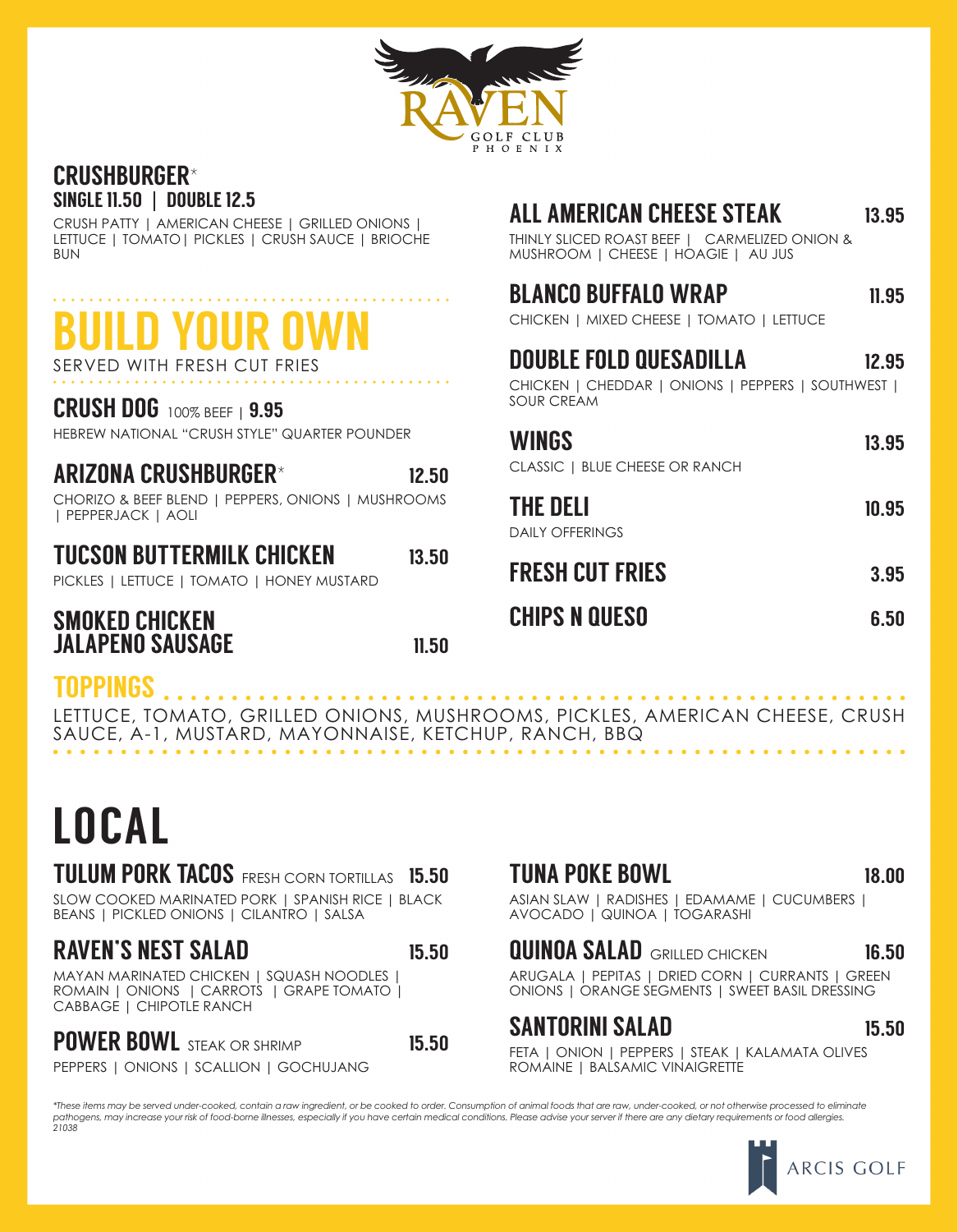RAVEN GOLF CLUB PHOENIX

## CRUSHBURGER*
**SINGLE 11.50 | DOUBLE 12.5**

CRUSH PATTY | AMERICAN CHEESE | GRILLED ONIONS | LETTUCE | TOMATO| PICKLES | CRUSH SAUCE | BRIOCHE BUN

# BUILD YOUR OWN
SERVED WITH FRESH CUT FRIES

### CRUSH DOG 100% BEEF | 9.95
HEBREW NATIONAL "CRUSH STYLE" QUARTER POUNDER

### ARIZONA CRUSHBURGER* 12.50
CHORIZO & BEEF BLEND | PEPPERS, ONIONS | MUSHROOMS | PEPPERJACK | AOLI

### TUCSON BUTTERMILK CHICKEN 13.50
PICKLES | LETTUCE | TOMATO | HONEY MUSTARD

### SMOKED CHICKEN JALAPENO SAUSAGE 11.50

### ALL AMERICAN CHEESE STEAK 13.95
THINLY SLICED ROAST BEEF | CARMELIZED ONION & MUSHROOM | CHEESE | HOAGIE | AU JUS

### BLANCO BUFFALO WRAP 11.95
CHICKEN | MIXED CHEESE | TOMATO | LETTUCE

### DOUBLE FOLD QUESADILLA 12.95
CHICKEN | CHEDDAR | ONIONS | PEPPERS | SOUTHWEST | SOUR CREAM

### WINGS 13.95
CLASSIC | BLUE CHEESE OR RANCH

### THE DELI 10.95
DAILY OFFERINGS

### FRESH CUT FRIES 3.95

### CHIPS N QUESO 6.50

## TOPPINGS
LETTUCE, TOMATO, GRILLED ONIONS, MUSHROOMS, PICKLES, AMERICAN CHEESE, CRUSH SAUCE, A-1, MUSTARD, MAYONNAISE, KETCHUP, RANCH, BBQ

# LOCAL

### TULUM PORK TACOS FRESH CORN TORTILLAS 15.50
SLOW COOKED MARINATED PORK | SPANISH RICE | BLACK BEANS | PICKLED ONIONS | CILANTRO | SALSA

### RAVEN'S NEST SALAD 15.50
MAYAN MARINATED CHICKEN | SQUASH NOODLES | ROMAIN | ONIONS | CARROTS | GRAPE TOMATO | CABBAGE | CHIPOTLE RANCH

### POWER BOWL STEAK OR SHRIMP 15.50
PEPPERS | ONIONS | SCALLION | GOCHUJANG

### TUNA POKE BOWL 18.00
ASIAN SLAW | RADISHES | EDAMAME | CUCUMBERS | AVOCADO | QUINOA | TOGARASHI

### QUINOA SALAD GRILLED CHICKEN 16.50
ARUGALA | PEPITAS | DRIED CORN | CURRANTS | GREEN ONIONS | ORANGE SEGMENTS | SWEET BASIL DRESSING

### SANTORINI SALAD 15.50
FETA | ONION | PEPPERS | STEAK | KALAMATA OLIVES ROMAINE | BALSAMIC VINAIGRETTE

*\*These items may be served under-cooked, contain a raw ingredient, or be cooked to order. Consumption of animal foods that are raw, under-cooked, or not otherwise processed to eliminate pathogens, may increase your risk of food-borne illnesses, especially if you have certain medical conditions. Please advise your server if there are any dietary requirements or food allergies.*
*21038*

ARCIS GOLF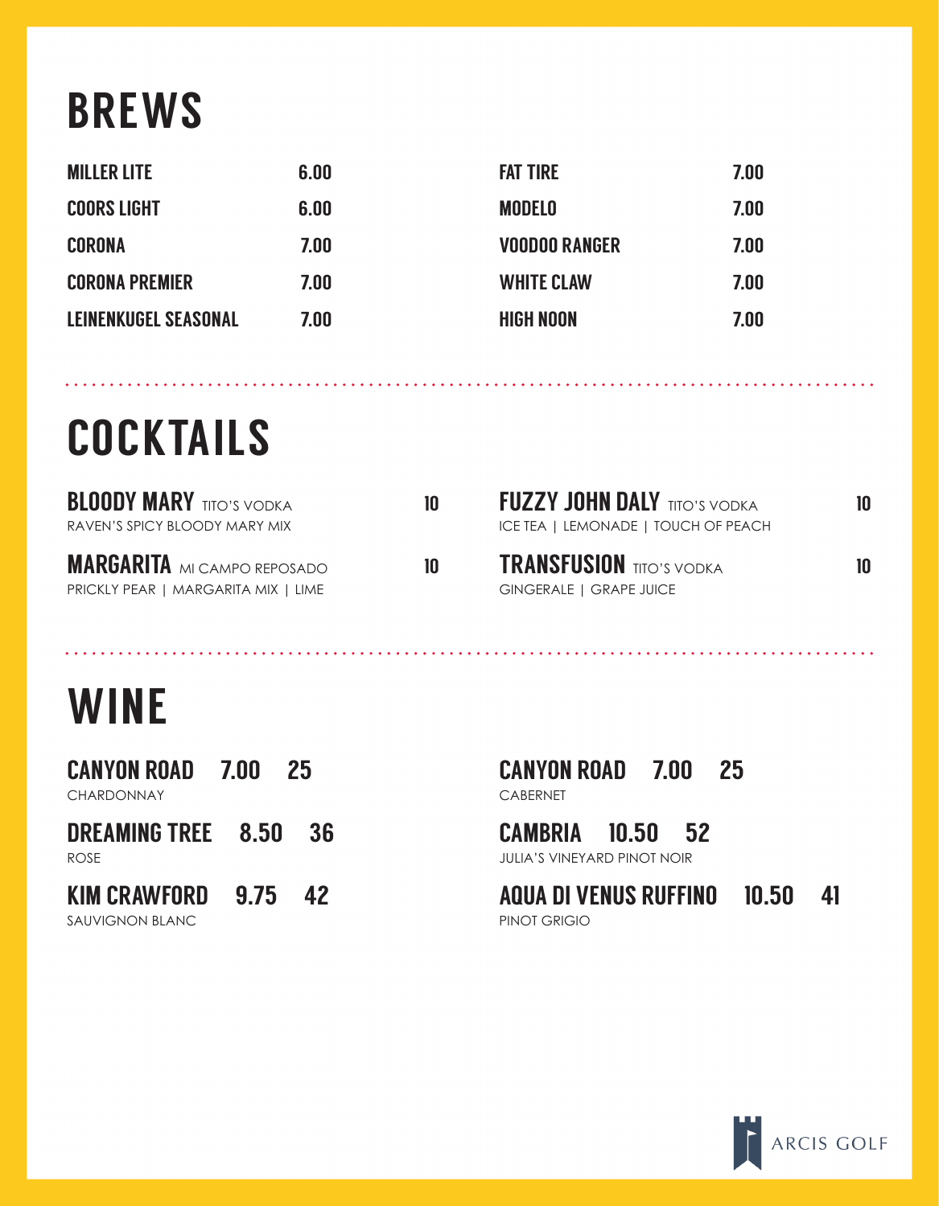# BREWS

| | |
|---|---|
| MILLER LITE | 6.00 |
| COORS LIGHT | 6.00 |
| CORONA | 7.00 |
| CORONA PREMIER | 7.00 |
| LEINENKUGEL SEASONAL | 7.00 |
| FAT TIRE | 7.00 |
| MODELO | 7.00 |
| VOODOO RANGER | 7.00 |
| WHITE CLAW | 7.00 |
| HIGH NOON | 7.00 |

# COCKTAILS

**BLOODY MARY** TITO'S VODKA — 10
RAVEN'S SPICY BLOODY MARY MIX

**MARGARITA** MI CAMPO REPOSADO — 10
PRICKLY PEAR | MARGARITA MIX | LIME

**FUZZY JOHN DALY** TITO'S VODKA — 10
ICE TEA | LEMONADE | TOUCH OF PEACH

**TRANSFUSION** TITO'S VODKA — 10
GINGERALE | GRAPE JUICE

# WINE

**CANYON ROAD 7.00 25**
CHARDONNAY

**DREAMING TREE 8.50 36**
ROSE

**KIM CRAWFORD 9.75 42**
SAUVIGNON BLANC

**CANYON ROAD 7.00 25**
CABERNET

**CAMBRIA 10.50 52**
JULIA'S VINEYARD PINOT NOIR

**AQUA DI VENUS RUFFINO 10.50 41**
PINOT GRIGIO

ARCIS GOLF